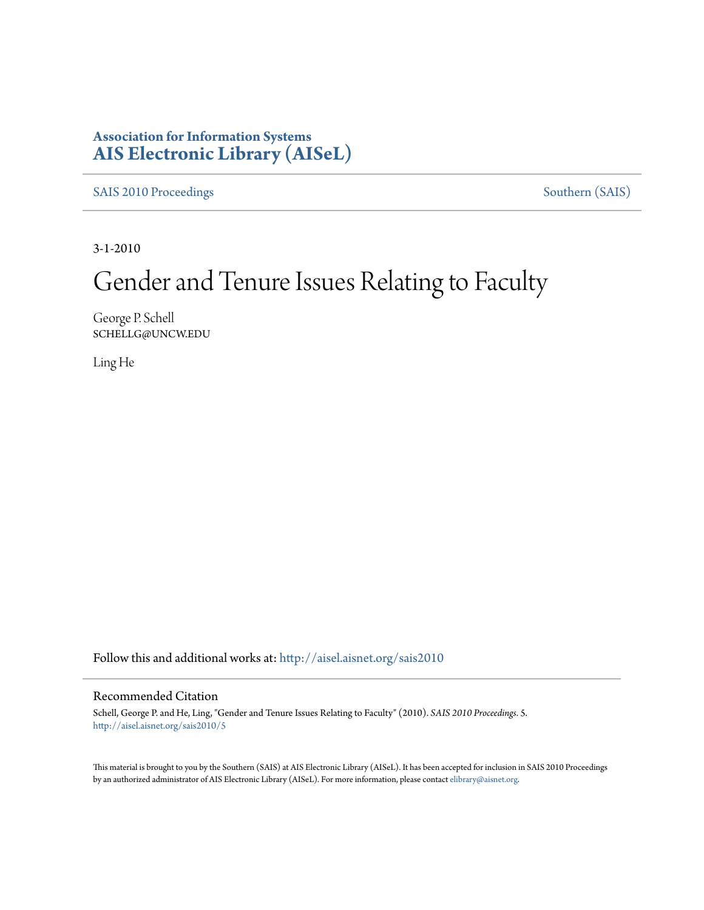**Association for Information Systems**
**AIS Electronic Library (AISeL)**

SAIS 2010 Proceedings — Southern (SAIS)

3-1-2010

# Gender and Tenure Issues Relating to Faculty

George P. Schell
SCHELLG@UNCW.EDU

Ling He

Follow this and additional works at: http://aisel.aisnet.org/sais2010

## Recommended Citation

Schell, George P. and He, Ling, "Gender and Tenure Issues Relating to Faculty" (2010). *SAIS 2010 Proceedings*. 5.
http://aisel.aisnet.org/sais2010/5

This material is brought to you by the Southern (SAIS) at AIS Electronic Library (AISeL). It has been accepted for inclusion in SAIS 2010 Proceedings by an authorized administrator of AIS Electronic Library (AISeL). For more information, please contact elibrary@aisnet.org.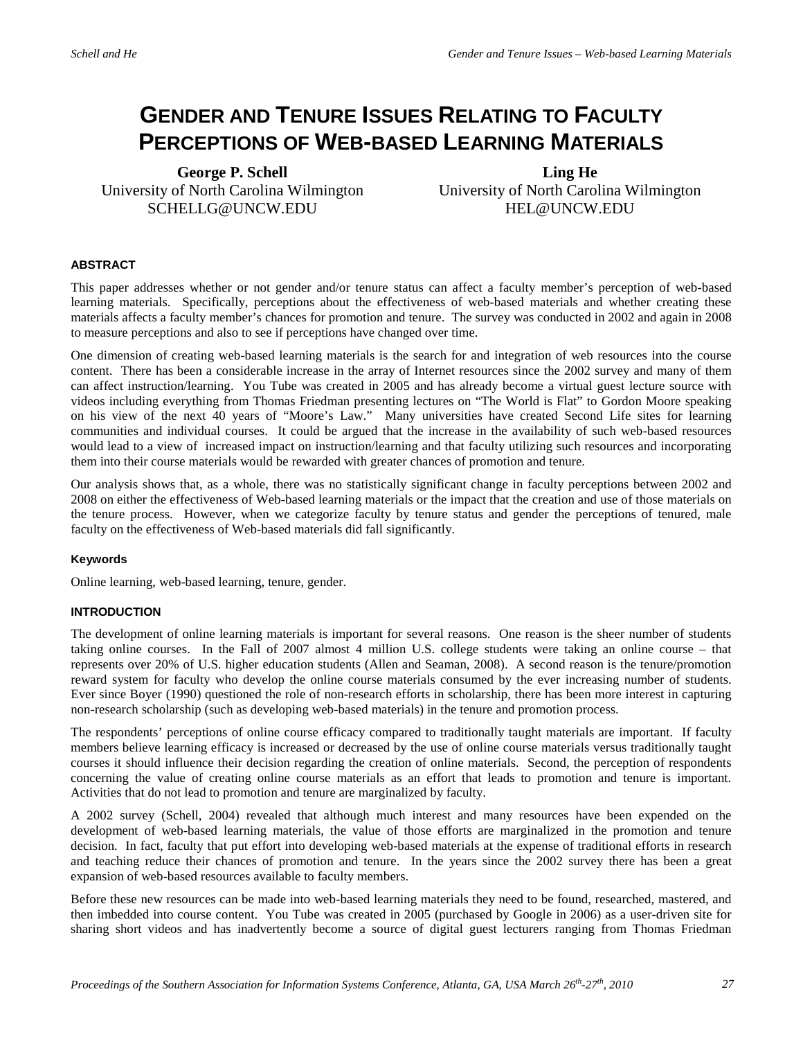# GENDER AND TENURE ISSUES RELATING TO FACULTY PERCEPTIONS OF WEB-BASED LEARNING MATERIALS

**George P. Schell**
University of North Carolina Wilmington
SCHELLG@UNCW.EDU

**Ling He**
University of North Carolina Wilmington
HEL@UNCW.EDU

### ABSTRACT

This paper addresses whether or not gender and/or tenure status can affect a faculty member's perception of web-based learning materials. Specifically, perceptions about the effectiveness of web-based materials and whether creating these materials affects a faculty member's chances for promotion and tenure. The survey was conducted in 2002 and again in 2008 to measure perceptions and also to see if perceptions have changed over time.

One dimension of creating web-based learning materials is the search for and integration of web resources into the course content. There has been a considerable increase in the array of Internet resources since the 2002 survey and many of them can affect instruction/learning. You Tube was created in 2005 and has already become a virtual guest lecture source with videos including everything from Thomas Friedman presenting lectures on "The World is Flat" to Gordon Moore speaking on his view of the next 40 years of "Moore's Law." Many universities have created Second Life sites for learning communities and individual courses. It could be argued that the increase in the availability of such web-based resources would lead to a view of increased impact on instruction/learning and that faculty utilizing such resources and incorporating them into their course materials would be rewarded with greater chances of promotion and tenure.

Our analysis shows that, as a whole, there was no statistically significant change in faculty perceptions between 2002 and 2008 on either the effectiveness of Web-based learning materials or the impact that the creation and use of those materials on the tenure process. However, when we categorize faculty by tenure status and gender the perceptions of tenured, male faculty on the effectiveness of Web-based materials did fall significantly.

#### Keywords

Online learning, web-based learning, tenure, gender.

### INTRODUCTION

The development of online learning materials is important for several reasons. One reason is the sheer number of students taking online courses. In the Fall of 2007 almost 4 million U.S. college students were taking an online course – that represents over 20% of U.S. higher education students (Allen and Seaman, 2008). A second reason is the tenure/promotion reward system for faculty who develop the online course materials consumed by the ever increasing number of students. Ever since Boyer (1990) questioned the role of non-research efforts in scholarship, there has been more interest in capturing non-research scholarship (such as developing web-based materials) in the tenure and promotion process.

The respondents' perceptions of online course efficacy compared to traditionally taught materials are important. If faculty members believe learning efficacy is increased or decreased by the use of online course materials versus traditionally taught courses it should influence their decision regarding the creation of online materials. Second, the perception of respondents concerning the value of creating online course materials as an effort that leads to promotion and tenure is important. Activities that do not lead to promotion and tenure are marginalized by faculty.

A 2002 survey (Schell, 2004) revealed that although much interest and many resources have been expended on the development of web-based learning materials, the value of those efforts are marginalized in the promotion and tenure decision. In fact, faculty that put effort into developing web-based materials at the expense of traditional efforts in research and teaching reduce their chances of promotion and tenure. In the years since the 2002 survey there has been a great expansion of web-based resources available to faculty members.

Before these new resources can be made into web-based learning materials they need to be found, researched, mastered, and then imbedded into course content. You Tube was created in 2005 (purchased by Google in 2006) as a user-driven site for sharing short videos and has inadvertently become a source of digital guest lecturers ranging from Thomas Friedman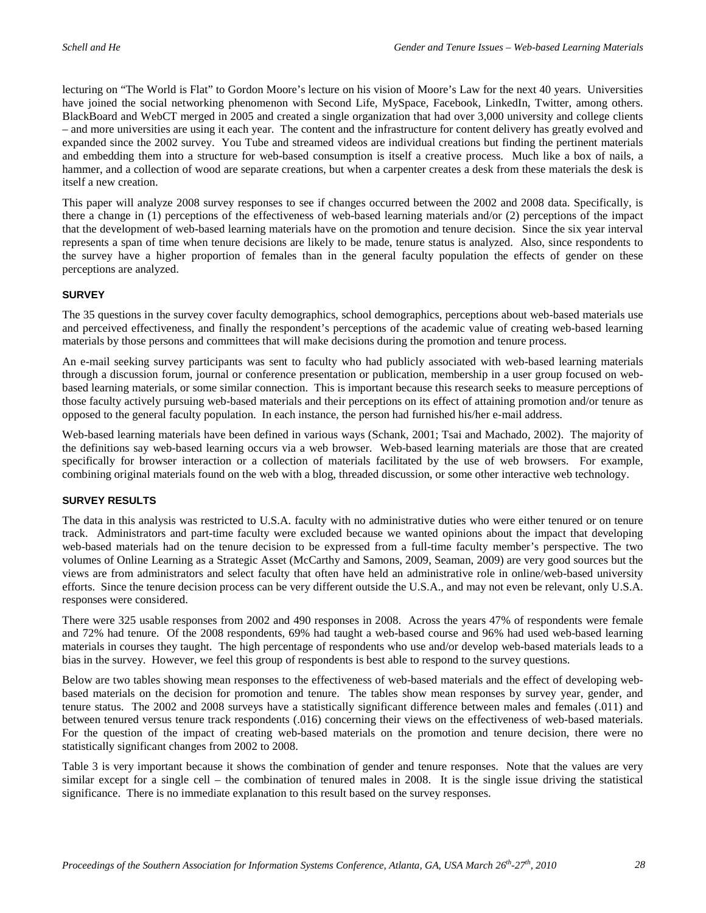lecturing on "The World is Flat" to Gordon Moore's lecture on his vision of Moore's Law for the next 40 years. Universities have joined the social networking phenomenon with Second Life, MySpace, Facebook, LinkedIn, Twitter, among others. BlackBoard and WebCT merged in 2005 and created a single organization that had over 3,000 university and college clients – and more universities are using it each year. The content and the infrastructure for content delivery has greatly evolved and expanded since the 2002 survey. You Tube and streamed videos are individual creations but finding the pertinent materials and embedding them into a structure for web-based consumption is itself a creative process. Much like a box of nails, a hammer, and a collection of wood are separate creations, but when a carpenter creates a desk from these materials the desk is itself a new creation.

This paper will analyze 2008 survey responses to see if changes occurred between the 2002 and 2008 data. Specifically, is there a change in (1) perceptions of the effectiveness of web-based learning materials and/or (2) perceptions of the impact that the development of web-based learning materials have on the promotion and tenure decision. Since the six year interval represents a span of time when tenure decisions are likely to be made, tenure status is analyzed. Also, since respondents to the survey have a higher proportion of females than in the general faculty population the effects of gender on these perceptions are analyzed.

## SURVEY

The 35 questions in the survey cover faculty demographics, school demographics, perceptions about web-based materials use and perceived effectiveness, and finally the respondent's perceptions of the academic value of creating web-based learning materials by those persons and committees that will make decisions during the promotion and tenure process.

An e-mail seeking survey participants was sent to faculty who had publicly associated with web-based learning materials through a discussion forum, journal or conference presentation or publication, membership in a user group focused on web-based learning materials, or some similar connection. This is important because this research seeks to measure perceptions of those faculty actively pursuing web-based materials and their perceptions on its effect of attaining promotion and/or tenure as opposed to the general faculty population. In each instance, the person had furnished his/her e-mail address.

Web-based learning materials have been defined in various ways (Schank, 2001; Tsai and Machado, 2002). The majority of the definitions say web-based learning occurs via a web browser. Web-based learning materials are those that are created specifically for browser interaction or a collection of materials facilitated by the use of web browsers. For example, combining original materials found on the web with a blog, threaded discussion, or some other interactive web technology.

## SURVEY RESULTS

The data in this analysis was restricted to U.S.A. faculty with no administrative duties who were either tenured or on tenure track. Administrators and part-time faculty were excluded because we wanted opinions about the impact that developing web-based materials had on the tenure decision to be expressed from a full-time faculty member's perspective. The two volumes of Online Learning as a Strategic Asset (McCarthy and Samons, 2009, Seaman, 2009) are very good sources but the views are from administrators and select faculty that often have held an administrative role in online/web-based university efforts. Since the tenure decision process can be very different outside the U.S.A., and may not even be relevant, only U.S.A. responses were considered.

There were 325 usable responses from 2002 and 490 responses in 2008. Across the years 47% of respondents were female and 72% had tenure. Of the 2008 respondents, 69% had taught a web-based course and 96% had used web-based learning materials in courses they taught. The high percentage of respondents who use and/or develop web-based materials leads to a bias in the survey. However, we feel this group of respondents is best able to respond to the survey questions.

Below are two tables showing mean responses to the effectiveness of web-based materials and the effect of developing web-based materials on the decision for promotion and tenure. The tables show mean responses by survey year, gender, and tenure status. The 2002 and 2008 surveys have a statistically significant difference between males and females (.011) and between tenured versus tenure track respondents (.016) concerning their views on the effectiveness of web-based materials. For the question of the impact of creating web-based materials on the promotion and tenure decision, there were no statistically significant changes from 2002 to 2008.

Table 3 is very important because it shows the combination of gender and tenure responses. Note that the values are very similar except for a single cell – the combination of tenured males in 2008. It is the single issue driving the statistical significance. There is no immediate explanation to this result based on the survey responses.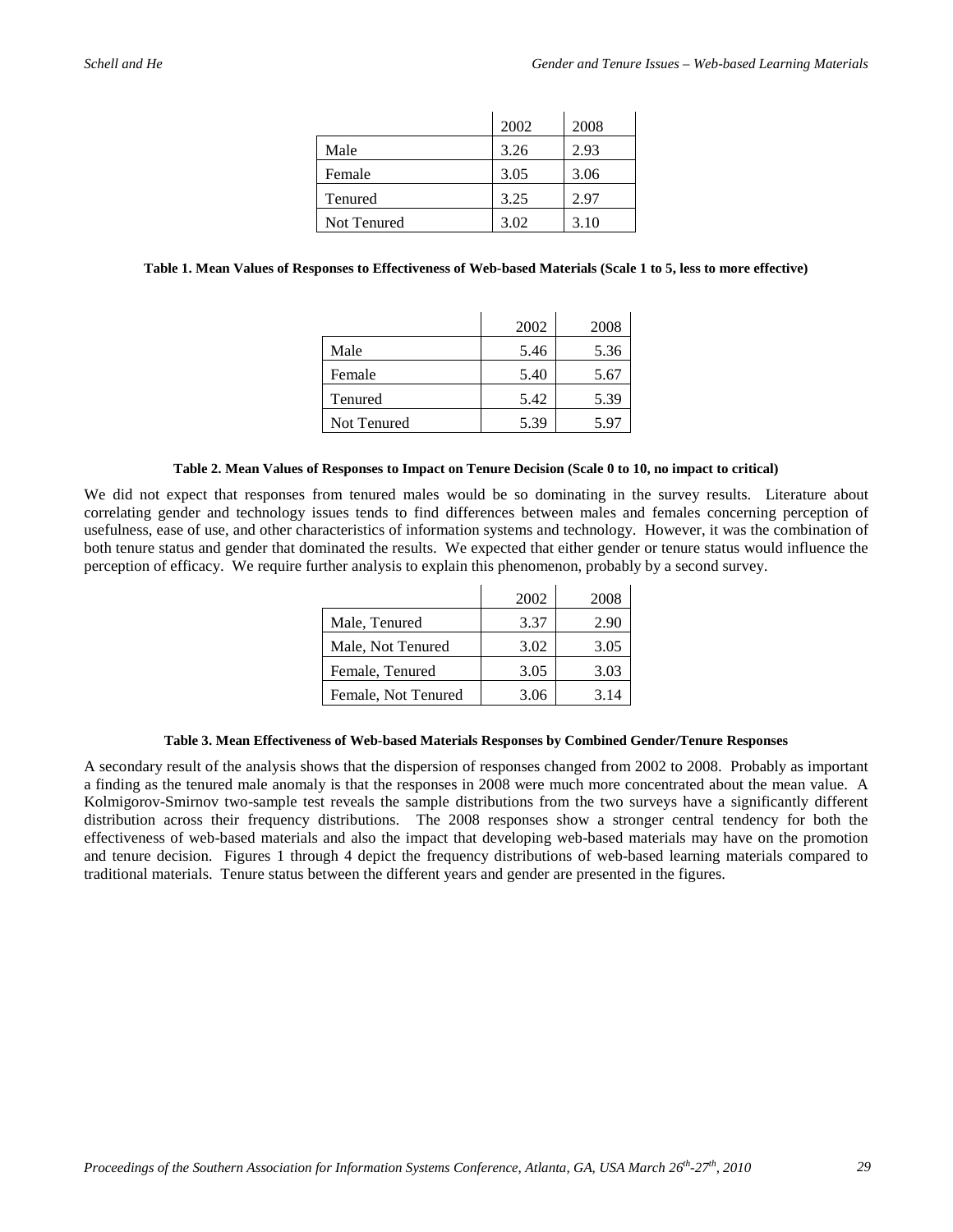| | 2002 | 2008 |
|---|---|---|
| Male | 3.26 | 2.93 |
| Female | 3.05 | 3.06 |
| Tenured | 3.25 | 2.97 |
| Not Tenured | 3.02 | 3.10 |

**Table 1. Mean Values of Responses to Effectiveness of Web-based Materials (Scale 1 to 5, less to more effective)**

| | 2002 | 2008 |
|---|---|---|
| Male | 5.46 | 5.36 |
| Female | 5.40 | 5.67 |
| Tenured | 5.42 | 5.39 |
| Not Tenured | 5.39 | 5.97 |

**Table 2. Mean Values of Responses to Impact on Tenure Decision (Scale 0 to 10, no impact to critical)**

We did not expect that responses from tenured males would be so dominating in the survey results. Literature about correlating gender and technology issues tends to find differences between males and females concerning perception of usefulness, ease of use, and other characteristics of information systems and technology. However, it was the combination of both tenure status and gender that dominated the results. We expected that either gender or tenure status would influence the perception of efficacy. We require further analysis to explain this phenomenon, probably by a second survey.

| | 2002 | 2008 |
|---|---|---|
| Male, Tenured | 3.37 | 2.90 |
| Male, Not Tenured | 3.02 | 3.05 |
| Female, Tenured | 3.05 | 3.03 |
| Female, Not Tenured | 3.06 | 3.14 |

**Table 3. Mean Effectiveness of Web-based Materials Responses by Combined Gender/Tenure Responses**

A secondary result of the analysis shows that the dispersion of responses changed from 2002 to 2008. Probably as important a finding as the tenured male anomaly is that the responses in 2008 were much more concentrated about the mean value. A Kolmigorov-Smirnov two-sample test reveals the sample distributions from the two surveys have a significantly different distribution across their frequency distributions. The 2008 responses show a stronger central tendency for both the effectiveness of web-based materials and also the impact that developing web-based materials may have on the promotion and tenure decision. Figures 1 through 4 depict the frequency distributions of web-based learning materials compared to traditional materials. Tenure status between the different years and gender are presented in the figures.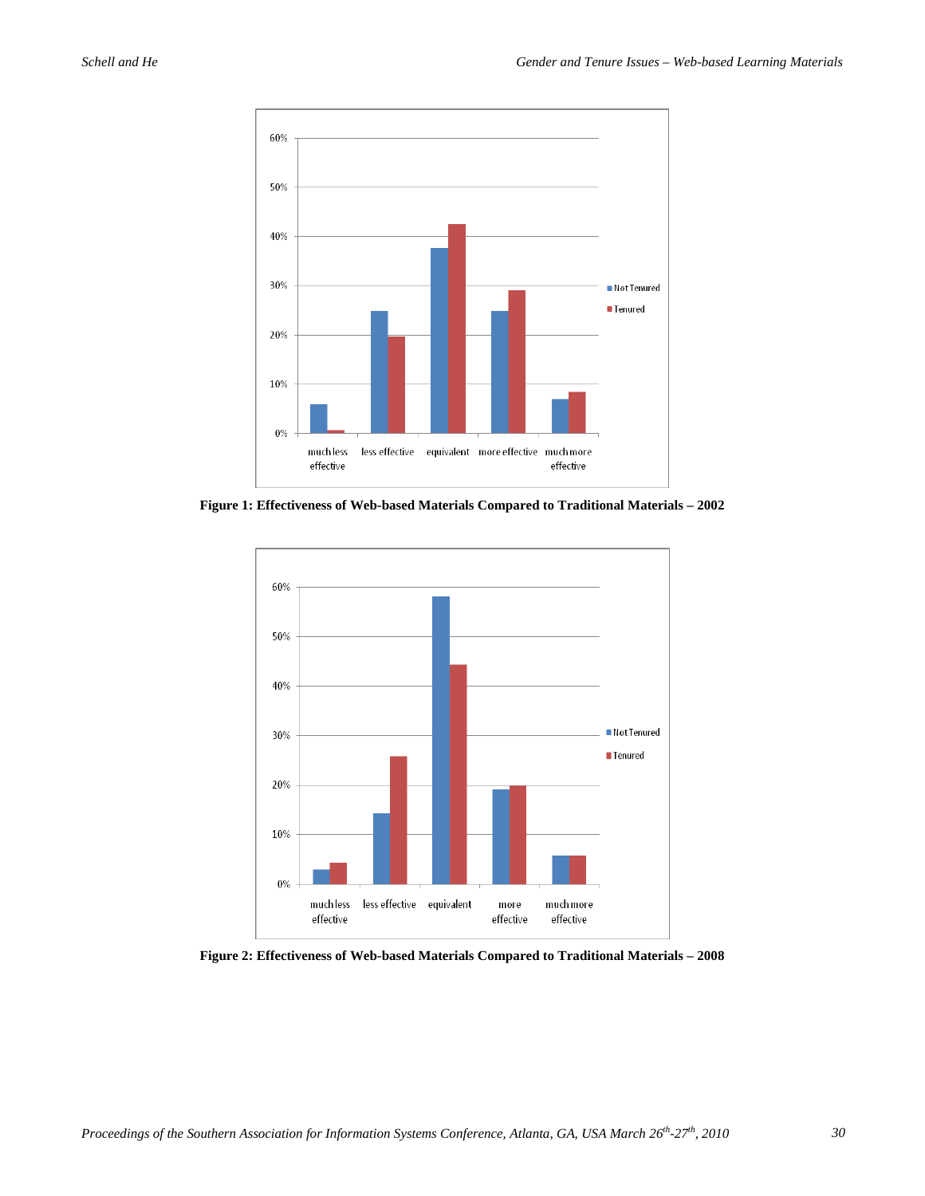**Figure 1: Effectiveness of Web-based Materials Compared to Traditional Materials – 2002**

**Figure 2: Effectiveness of Web-based Materials Compared to Traditional Materials – 2008**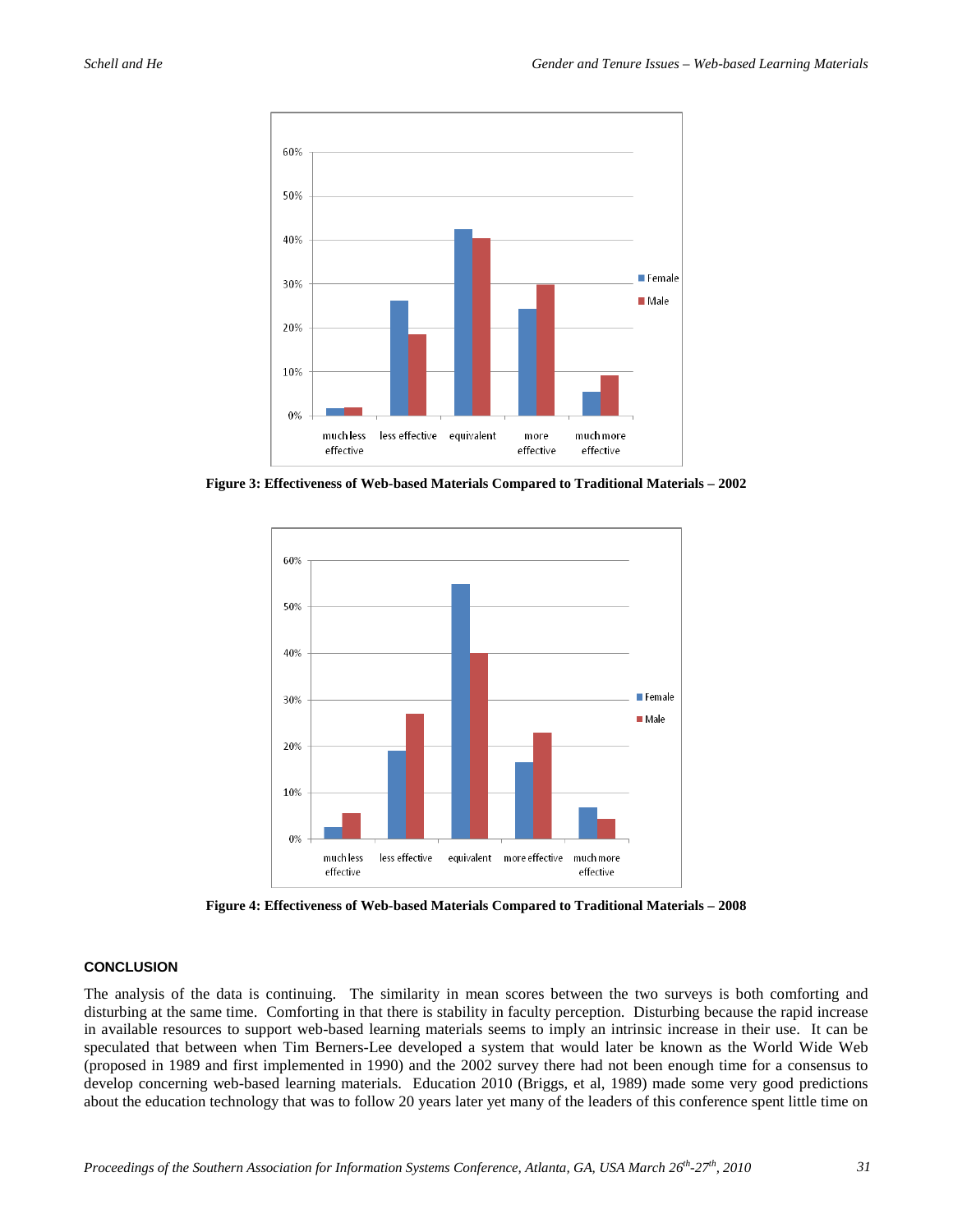Figure 3: Effectiveness of Web-based Materials Compared to Traditional Materials – 2002

Figure 4: Effectiveness of Web-based Materials Compared to Traditional Materials – 2008

## CONCLUSION

The analysis of the data is continuing. The similarity in mean scores between the two surveys is both comforting and disturbing at the same time. Comforting in that there is stability in faculty perception. Disturbing because the rapid increase in available resources to support web-based learning materials seems to imply an intrinsic increase in their use. It can be speculated that between when Tim Berners-Lee developed a system that would later be known as the World Wide Web (proposed in 1989 and first implemented in 1990) and the 2002 survey there had not been enough time for a consensus to develop concerning web-based learning materials. Education 2010 (Briggs, et al, 1989) made some very good predictions about the education technology that was to follow 20 years later yet many of the leaders of this conference spent little time on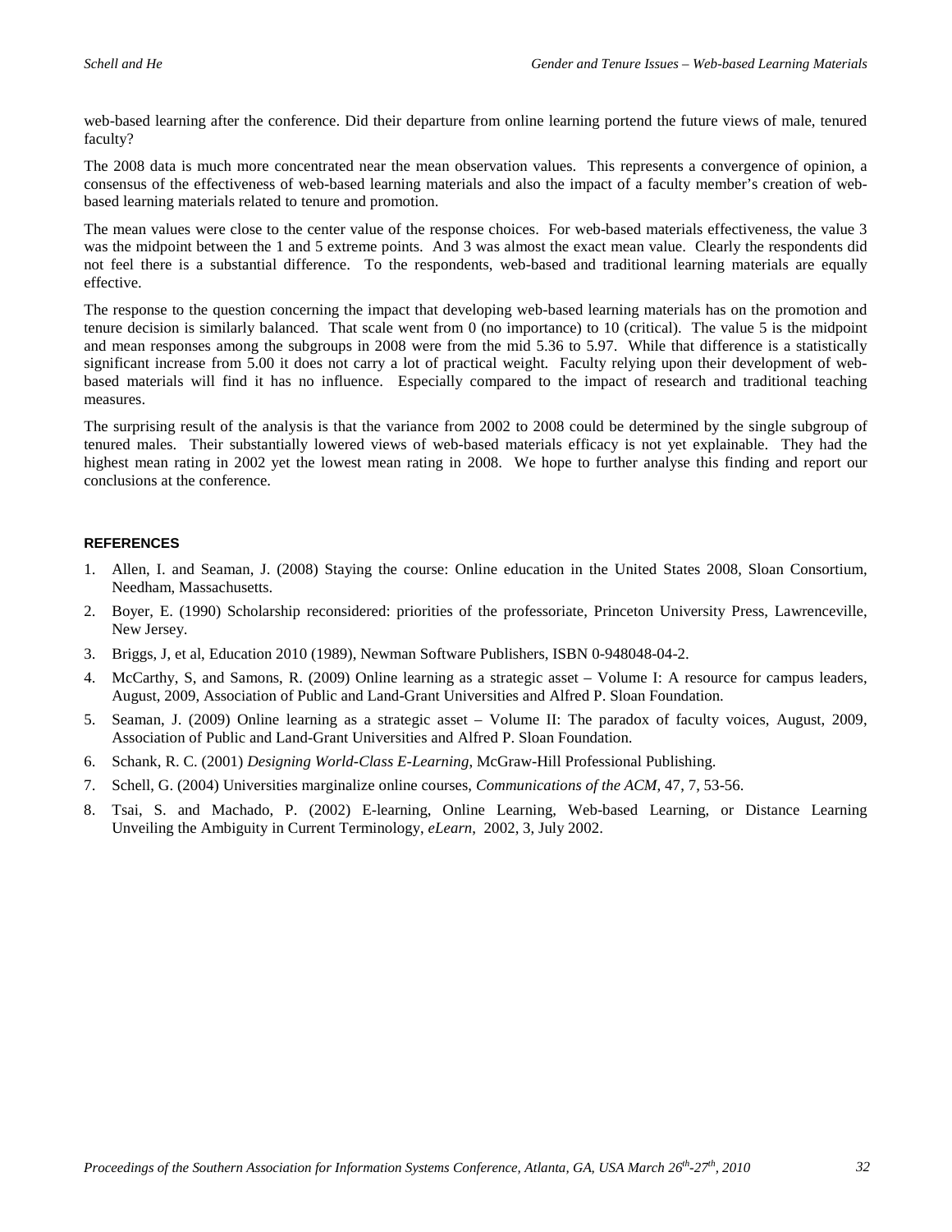web-based learning after the conference. Did their departure from online learning portend the future views of male, tenured faculty?

The 2008 data is much more concentrated near the mean observation values. This represents a convergence of opinion, a consensus of the effectiveness of web-based learning materials and also the impact of a faculty member's creation of web-based learning materials related to tenure and promotion.

The mean values were close to the center value of the response choices. For web-based materials effectiveness, the value 3 was the midpoint between the 1 and 5 extreme points. And 3 was almost the exact mean value. Clearly the respondents did not feel there is a substantial difference. To the respondents, web-based and traditional learning materials are equally effective.

The response to the question concerning the impact that developing web-based learning materials has on the promotion and tenure decision is similarly balanced. That scale went from 0 (no importance) to 10 (critical). The value 5 is the midpoint and mean responses among the subgroups in 2008 were from the mid 5.36 to 5.97. While that difference is a statistically significant increase from 5.00 it does not carry a lot of practical weight. Faculty relying upon their development of web-based materials will find it has no influence. Especially compared to the impact of research and traditional teaching measures.

The surprising result of the analysis is that the variance from 2002 to 2008 could be determined by the single subgroup of tenured males. Their substantially lowered views of web-based materials efficacy is not yet explainable. They had the highest mean rating in 2002 yet the lowest mean rating in 2008. We hope to further analyse this finding and report our conclusions at the conference.

## REFERENCES

1. Allen, I. and Seaman, J. (2008) Staying the course: Online education in the United States 2008, Sloan Consortium, Needham, Massachusetts.
2. Boyer, E. (1990) Scholarship reconsidered: priorities of the professoriate, Princeton University Press, Lawrenceville, New Jersey.
3. Briggs, J, et al, Education 2010 (1989), Newman Software Publishers, ISBN 0-948048-04-2.
4. McCarthy, S, and Samons, R. (2009) Online learning as a strategic asset – Volume I: A resource for campus leaders, August, 2009, Association of Public and Land-Grant Universities and Alfred P. Sloan Foundation.
5. Seaman, J. (2009) Online learning as a strategic asset – Volume II: The paradox of faculty voices, August, 2009, Association of Public and Land-Grant Universities and Alfred P. Sloan Foundation.
6. Schank, R. C. (2001) *Designing World-Class E-Learning*, McGraw-Hill Professional Publishing.
7. Schell, G. (2004) Universities marginalize online courses, *Communications of the ACM*, 47, 7, 53-56.
8. Tsai, S. and Machado, P. (2002) E-learning, Online Learning, Web-based Learning, or Distance Learning Unveiling the Ambiguity in Current Terminology, *eLearn*, 2002, 3, July 2002.